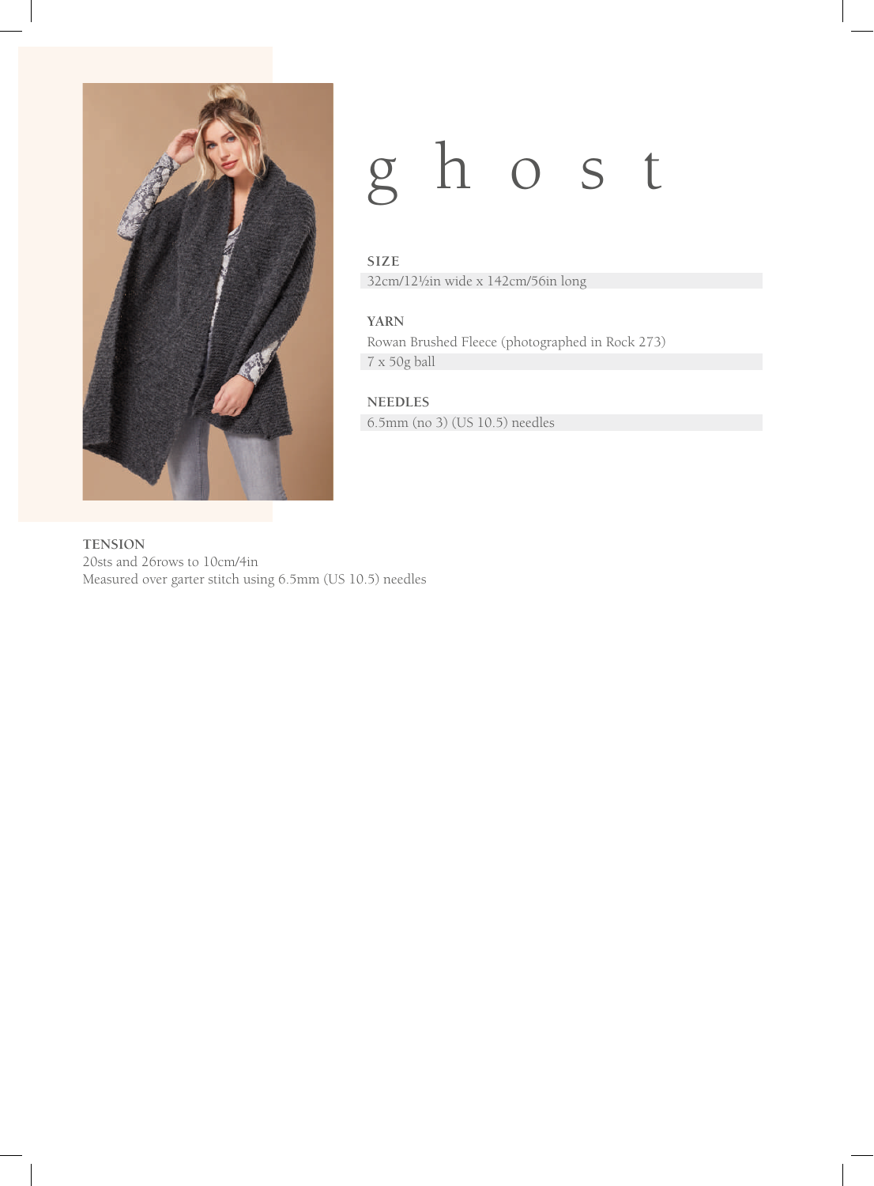# g h o s t

**SIZE**

32cm/12½in wide x 142cm/56in long

**YARN**

Rowan Brushed Fleece (photographed in Rock 273)

7 x 50g ball

**NEEDLES**

6.5mm (no 3) (US 10.5) needles

**TENSION**

20sts and 26rows to 10cm/4in

Measured over garter stitch using 6.5mm (US 10.5) needles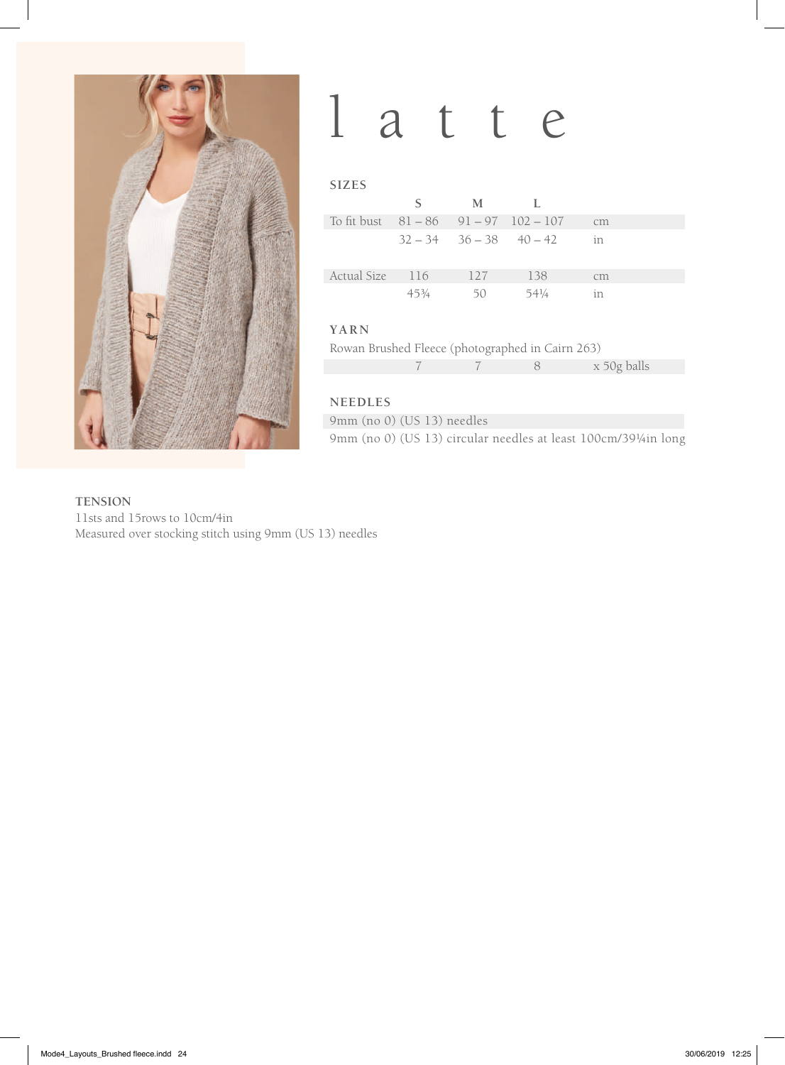# l a t t e

## SIZES

| | S | M | L | |
|---|---|---|---|---|
| To fit bust | 81 – 86 | 91 – 97 | 102 – 107 | cm |
| | 32 – 34 | 36 – 38 | 40 – 42 | in |
| Actual Size | 116 | 127 | 138 | cm |
| | 45¾ | 50 | 54¼ | in |

## YARN

Rowan Brushed Fleece (photographed in Cairn 263)

| | S | M | L | |
|---|---|---|---|---|
| | 7 | 7 | 8 | x 50g balls |

## NEEDLES

9mm (no 0) (US 13) needles

9mm (no 0) (US 13) circular needles at least 100cm/39¼in long

## TENSION

11sts and 15rows to 10cm/4in

Measured over stocking stitch using 9mm (US 13) needles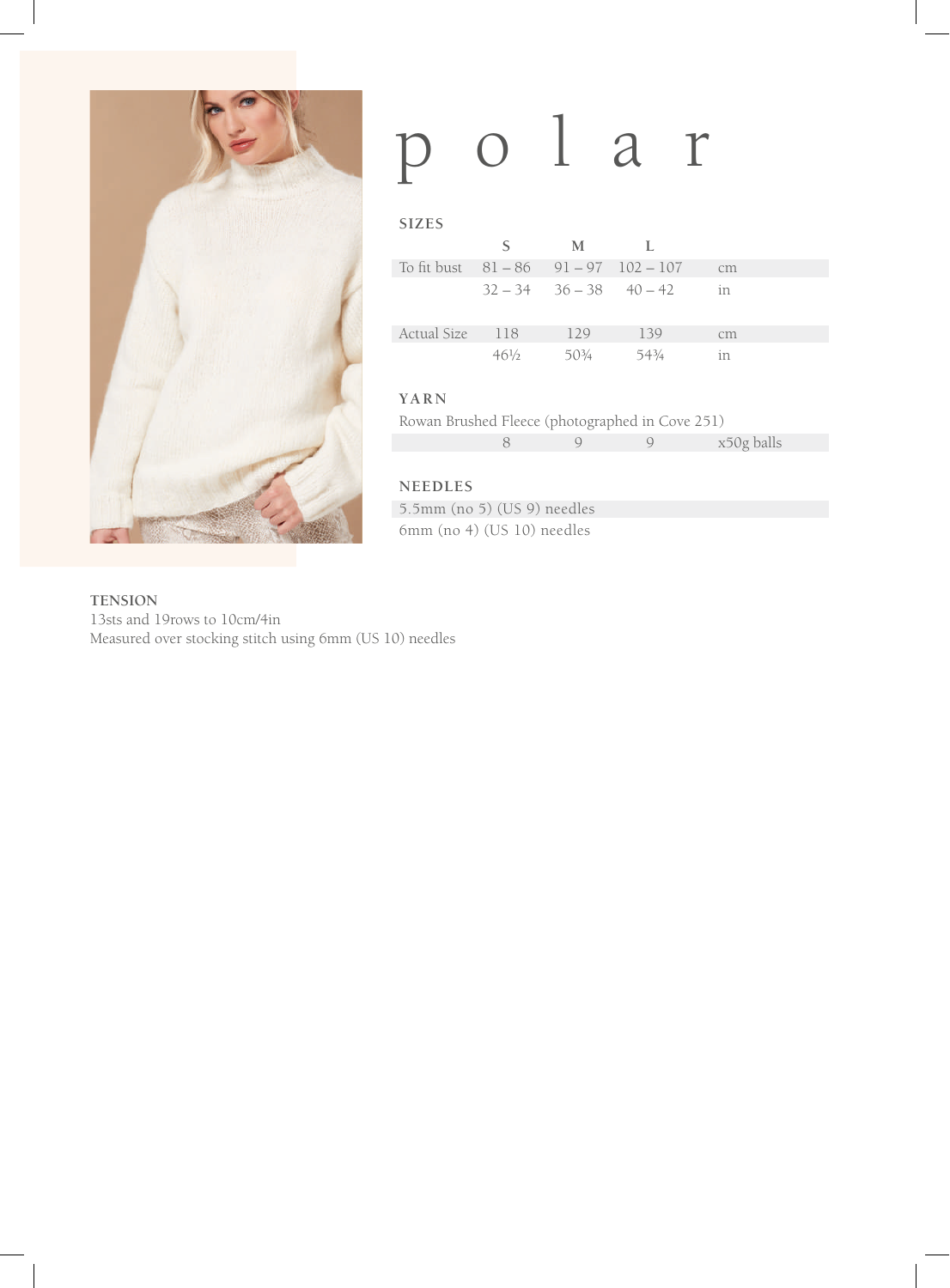# p o l a r

## SIZES

| | S | M | L | |
|---|---|---|---|---|
| To fit bust | 81 – 86 | 91 – 97 | 102 – 107 | cm |
| | 32 – 34 | 36 – 38 | 40 – 42 | in |
| Actual Size | 118 | 129 | 139 | cm |
| | 46½ | 50¾ | 54¾ | in |

## YARN

Rowan Brushed Fleece (photographed in Cove 251)

| | | | | |
|---|---|---|---|---|
| | 8 | 9 | 9 | x50g balls |

## NEEDLES

5.5mm (no 5) (US 9) needles
6mm (no 4) (US 10) needles

**TENSION**
13sts and 19rows to 10cm/4in
Measured over stocking stitch using 6mm (US 10) needles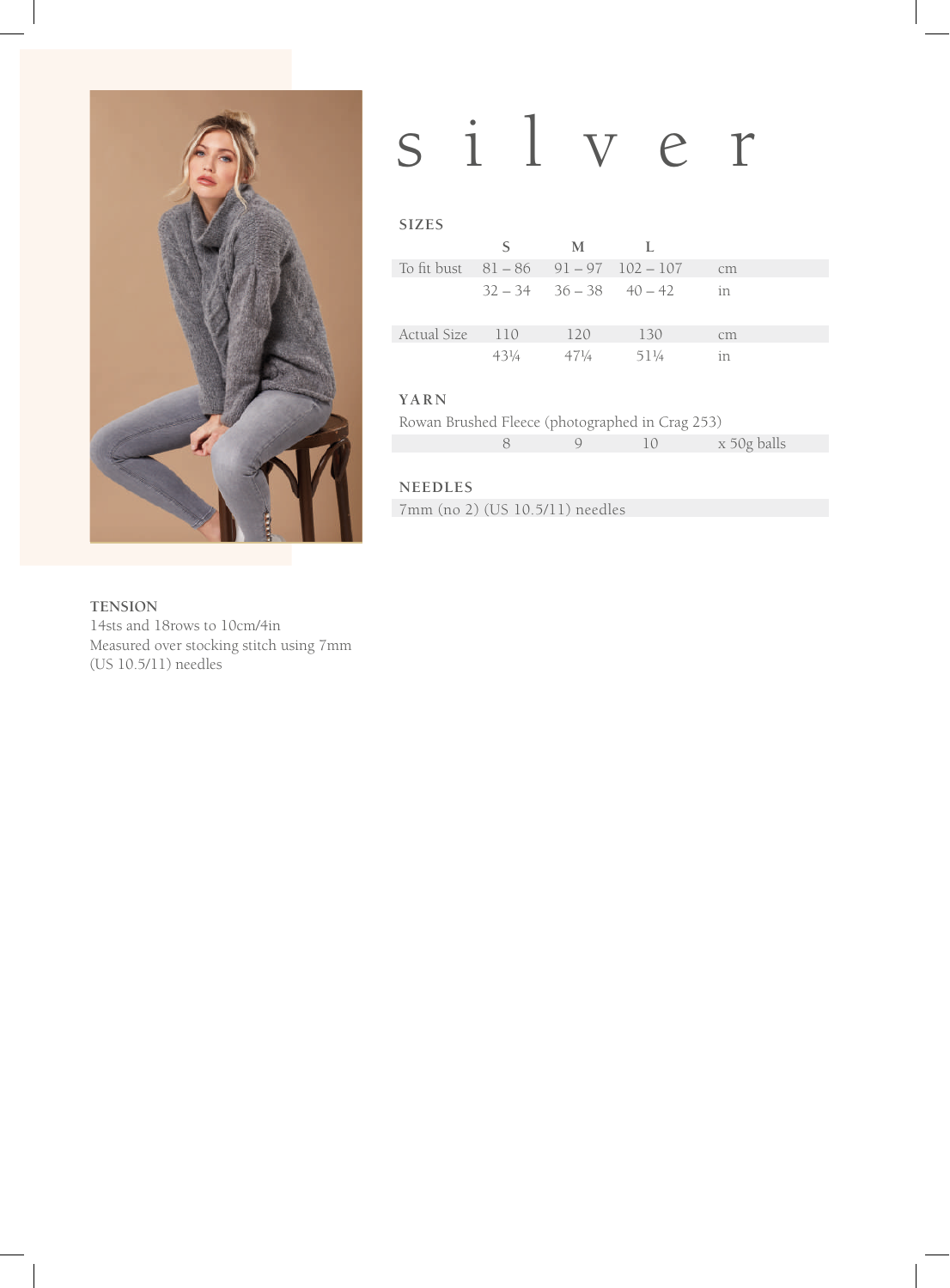# silver

## SIZES

| | S | M | L | |
|---|---|---|---|---|
| To fit bust | 81 – 86 | 91 – 97 | 102 – 107 | cm |
| | 32 – 34 | 36 – 38 | 40 – 42 | in |
| Actual Size | 110 | 120 | 130 | cm |
| | 43¼ | 47¼ | 51¼ | in |

## YARN

Rowan Brushed Fleece (photographed in Crag 253)

| | | | | |
|---|---|---|---|---|
| | 8 | 9 | 10 | x 50g balls |

## NEEDLES

7mm (no 2) (US 10.5/11) needles

## TENSION

14sts and 18rows to 10cm/4in
Measured over stocking stitch using 7mm (US 10.5/11) needles